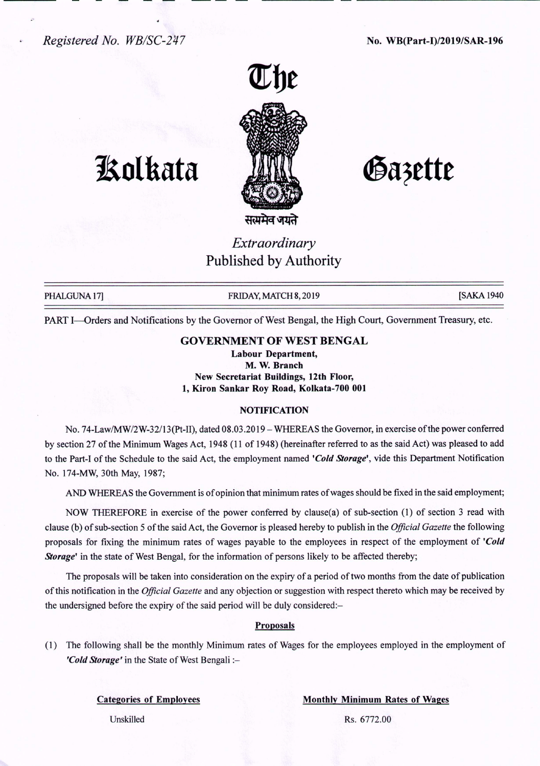Registered No. WB/SC-247

No. WB(Part-I)/2019/SAR-196

# The Kolkata Gazette

सत्यमेव जयते

*Extraordinary*
Published by Authority

PHALGUNA 17] FRIDAY, MATCH 8, 2019 [SAKA 1940

PART I—Orders and Notifications by the Governor of West Bengal, the High Court, Government Treasury, etc.

## GOVERNMENT OF WEST BENGAL

**Labour Department,**
**M. W. Branch**
**New Secretariat Buildings, 12th Floor,**
**1, Kiron Sankar Roy Road, Kolkata-700 001**

### NOTIFICATION

No. 74-Law/MW/2W-32/13(Pt-II), dated 08.03.2019 – WHEREAS the Governor, in exercise of the power conferred by section 27 of the Minimum Wages Act, 1948 (11 of 1948) (hereinafter referred to as the said Act) was pleased to add to the Part-I of the Schedule to the said Act, the employment named ***'Cold Storage'***, vide this Department Notification No. 174-MW, 30th May, 1987;

AND WHEREAS the Government is of opinion that minimum rates of wages should be fixed in the said employment;

NOW THEREFORE in exercise of the power conferred by clause(a) of sub-section (1) of section 3 read with clause (b) of sub-section 5 of the said Act, the Governor is pleased hereby to publish in the *Official Gazette* the following proposals for fixing the minimum rates of wages payable to the employees in respect of the employment of ***'Cold Storage'*** in the state of West Bengal, for the information of persons likely to be affected thereby;

The proposals will be taken into consideration on the expiry of a period of two months from the date of publication of this notification in the *Official Gazette* and any objection or suggestion with respect thereto which may be received by the undersigned before the expiry of the said period will be duly considered:–

**Proposals**

(1) The following shall be the monthly Minimum rates of Wages for the employees employed in the employment of ***'Cold Storage'*** in the State of West Bengali :–

| Categories of Employees | Monthly Minimum Rates of Wages |
|---|---|
| Unskilled | Rs. 6772.00 |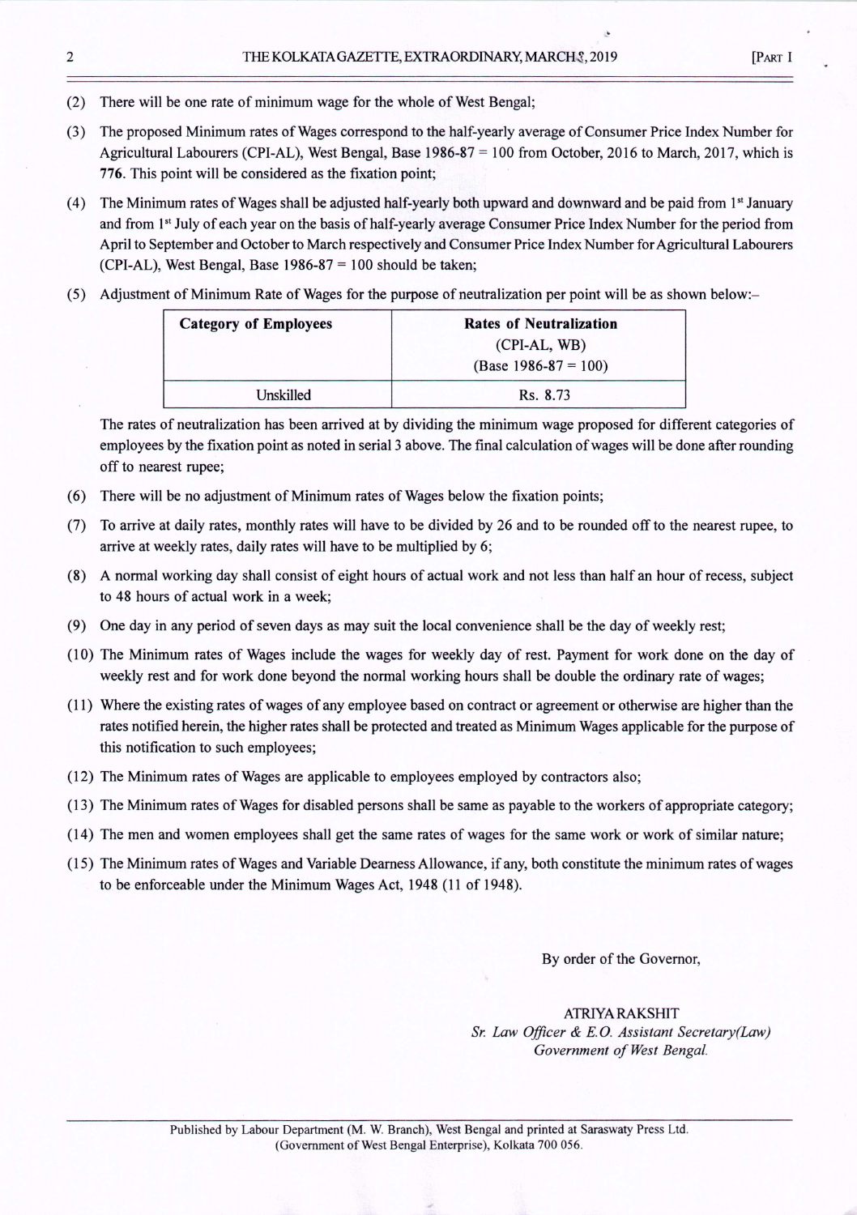(2) There will be one rate of minimum wage for the whole of West Bengal;

(3) The proposed Minimum rates of Wages correspond to the half-yearly average of Consumer Price Index Number for Agricultural Labourers (CPI-AL), West Bengal, Base 1986-87 = 100 from October, 2016 to March, 2017, which is **776**. This point will be considered as the fixation point;

(4) The Minimum rates of Wages shall be adjusted half-yearly both upward and downward and be paid from 1st January and from 1st July of each year on the basis of half-yearly average Consumer Price Index Number for the period from April to September and October to March respectively and Consumer Price Index Number for Agricultural Labourers (CPI-AL), West Bengal, Base 1986-87 = 100 should be taken;

(5) Adjustment of Minimum Rate of Wages for the purpose of neutralization per point will be as shown below:–

| **Category of Employees** | **Rates of Neutralization** (CPI-AL, WB) (Base 1986-87 = 100) |
|---|---|
| Unskilled | Rs. 8.73 |

The rates of neutralization has been arrived at by dividing the minimum wage proposed for different categories of employees by the fixation point as noted in serial 3 above. The final calculation of wages will be done after rounding off to nearest rupee;

(6) There will be no adjustment of Minimum rates of Wages below the fixation points;

(7) To arrive at daily rates, monthly rates will have to be divided by 26 and to be rounded off to the nearest rupee, to arrive at weekly rates, daily rates will have to be multiplied by 6;

(8) A normal working day shall consist of eight hours of actual work and not less than half an hour of recess, subject to 48 hours of actual work in a week;

(9) One day in any period of seven days as may suit the local convenience shall be the day of weekly rest;

(10) The Minimum rates of Wages include the wages for weekly day of rest. Payment for work done on the day of weekly rest and for work done beyond the normal working hours shall be double the ordinary rate of wages;

(11) Where the existing rates of wages of any employee based on contract or agreement or otherwise are higher than the rates notified herein, the higher rates shall be protected and treated as Minimum Wages applicable for the purpose of this notification to such employees;

(12) The Minimum rates of Wages are applicable to employees employed by contractors also;

(13) The Minimum rates of Wages for disabled persons shall be same as payable to the workers of appropriate category;

(14) The men and women employees shall get the same rates of wages for the same work or work of similar nature;

(15) The Minimum rates of Wages and Variable Dearness Allowance, if any, both constitute the minimum rates of wages to be enforceable under the Minimum Wages Act, 1948 (11 of 1948).

By order of the Governor,

ATRIYA RAKSHIT
*Sr. Law Officer & E.O. Assistant Secretary(Law)*
*Government of West Bengal.*

Published by Labour Department (M. W. Branch), West Bengal and printed at Saraswaty Press Ltd.
(Government of West Bengal Enterprise), Kolkata 700 056.